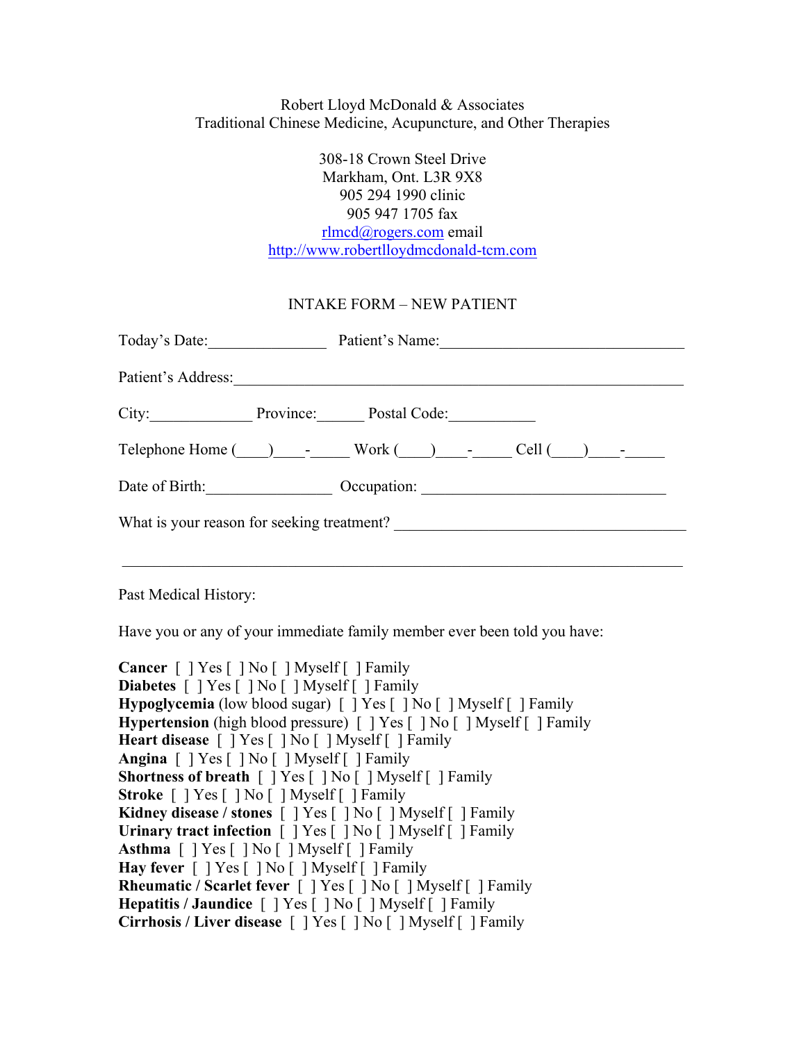Robert Lloyd McDonald & Associates
Traditional Chinese Medicine, Acupuncture, and Other Therapies

308-18 Crown Steel Drive
Markham, Ont. L3R 9X8
905 294 1990 clinic
905 947 1705 fax
rlmcd@rogers.com email
http://www.robertlloydmcdonald-tcm.com

INTAKE FORM – NEW PATIENT

Today's Date:_______________ Patient's Name:_______________________________

Patient's Address:__________________________________________________________

City:_____________ Province:______ Postal Code:___________

Telephone Home (____)____-_____ Work (____)____-_____ Cell (____)____-_____

Date of Birth:________________ Occupation: _______________________________

What is your reason for seeking treatment? _____________________________________

_________________________________________________________________________

Past Medical History:

Have you or any of your immediate family member ever been told you have:

**Cancer** [ ] Yes [ ] No [ ] Myself [ ] Family
**Diabetes** [ ] Yes [ ] No [ ] Myself [ ] Family
**Hypoglycemia** (low blood sugar) [ ] Yes [ ] No [ ] Myself [ ] Family
**Hypertension** (high blood pressure) [ ] Yes [ ] No [ ] Myself [ ] Family
**Heart disease** [ ] Yes [ ] No [ ] Myself [ ] Family
**Angina** [ ] Yes [ ] No [ ] Myself [ ] Family
**Shortness of breath** [ ] Yes [ ] No [ ] Myself [ ] Family
**Stroke** [ ] Yes [ ] No [ ] Myself [ ] Family
**Kidney disease / stones** [ ] Yes [ ] No [ ] Myself [ ] Family
**Urinary tract infection** [ ] Yes [ ] No [ ] Myself [ ] Family
**Asthma** [ ] Yes [ ] No [ ] Myself [ ] Family
**Hay fever** [ ] Yes [ ] No [ ] Myself [ ] Family
**Rheumatic / Scarlet fever** [ ] Yes [ ] No [ ] Myself [ ] Family
**Hepatitis / Jaundice** [ ] Yes [ ] No [ ] Myself [ ] Family
**Cirrhosis / Liver disease** [ ] Yes [ ] No [ ] Myself [ ] Family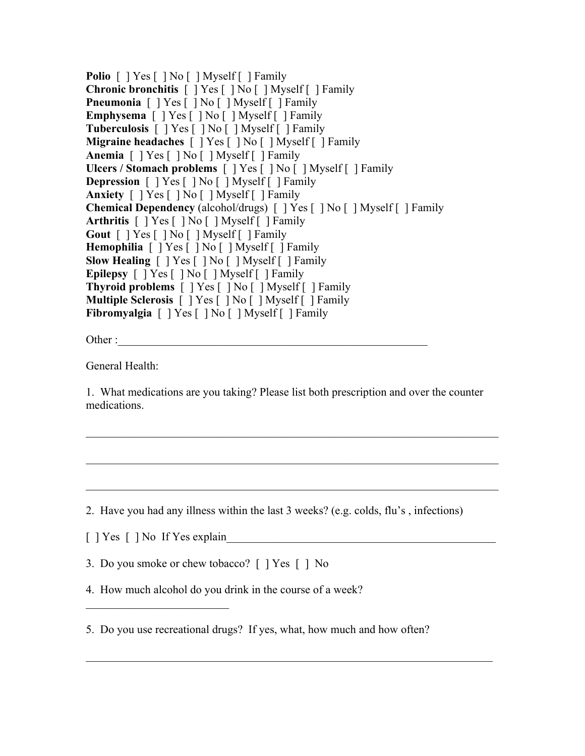**Polio** [ ] Yes [ ] No [ ] Myself [ ] Family
**Chronic bronchitis** [ ] Yes [ ] No [ ] Myself [ ] Family
**Pneumonia** [ ] Yes [ ] No [ ] Myself [ ] Family
**Emphysema** [ ] Yes [ ] No [ ] Myself [ ] Family
**Tuberculosis** [ ] Yes [ ] No [ ] Myself [ ] Family
**Migraine headaches** [ ] Yes [ ] No [ ] Myself [ ] Family
**Anemia** [ ] Yes [ ] No [ ] Myself [ ] Family
**Ulcers / Stomach problems** [ ] Yes [ ] No [ ] Myself [ ] Family
**Depression** [ ] Yes [ ] No [ ] Myself [ ] Family
**Anxiety** [ ] Yes [ ] No [ ] Myself [ ] Family
**Chemical Dependency** (alcohol/drugs) [ ] Yes [ ] No [ ] Myself [ ] Family
**Arthritis** [ ] Yes [ ] No [ ] Myself [ ] Family
**Gout** [ ] Yes [ ] No [ ] Myself [ ] Family
**Hemophilia** [ ] Yes [ ] No [ ] Myself [ ] Family
**Slow Healing** [ ] Yes [ ] No [ ] Myself [ ] Family
**Epilepsy** [ ] Yes [ ] No [ ] Myself [ ] Family
**Thyroid problems** [ ] Yes [ ] No [ ] Myself [ ] Family
**Multiple Sclerosis** [ ] Yes [ ] No [ ] Myself [ ] Family
**Fibromyalgia** [ ] Yes [ ] No [ ] Myself [ ] Family

Other :_______________________________________________________

General Health:

1. What medications are you taking? Please list both prescription and over the counter medications.

_________________________________________________________________________

_________________________________________________________________________

_________________________________________________________________________

2. Have you had any illness within the last 3 weeks? (e.g. colds, flu's , infections)

[ ] Yes [ ] No If Yes explain_____________________________________________

3. Do you smoke or chew tobacco? [ ] Yes [ ] No

4. How much alcohol do you drink in the course of a week?

_________________________

5. Do you use recreational drugs? If yes, what, how much and how often?

_________________________________________________________________________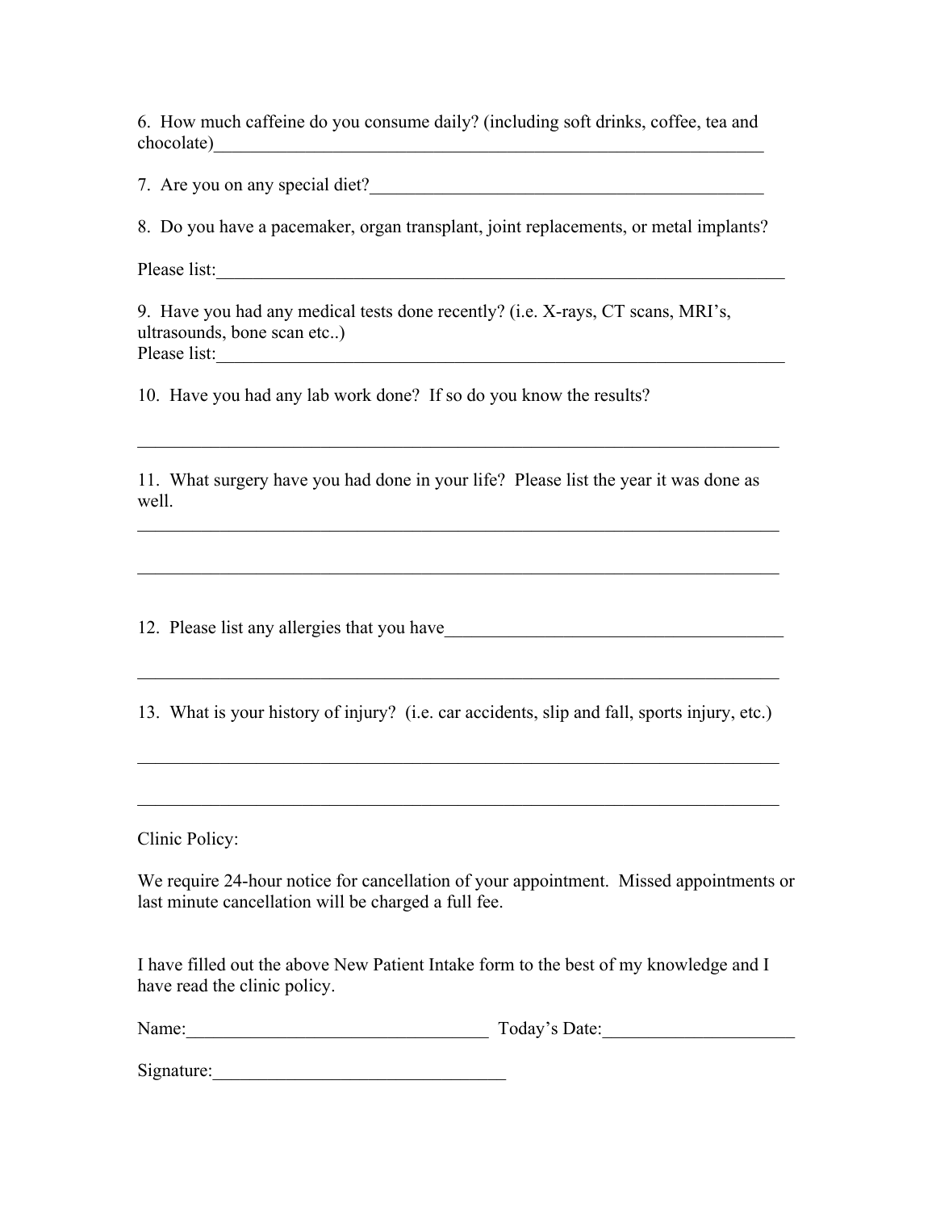6. How much caffeine do you consume daily? (including soft drinks, coffee, tea and chocolate)_________________________________________________________________

7. Are you on any special diet?_____________________________________________

8. Do you have a pacemaker, organ transplant, joint replacements, or metal implants?

Please list:____________________________________________________________________

9. Have you had any medical tests done recently? (i.e. X-rays, CT scans, MRI's, ultrasounds, bone scan etc..)
Please list:____________________________________________________________________

10. Have you had any lab work done? If so do you know the results?

_________________________________________________________________________

11. What surgery have you had done in your life? Please list the year it was done as well.

_________________________________________________________________________

_________________________________________________________________________

12. Please list any allergies that you have_______________________________________

_________________________________________________________________________

13. What is your history of injury? (i.e. car accidents, slip and fall, sports injury, etc.)

_________________________________________________________________________

_________________________________________________________________________

Clinic Policy:

We require 24-hour notice for cancellation of your appointment. Missed appointments or last minute cancellation will be charged a full fee.

I have filled out the above New Patient Intake form to the best of my knowledge and I have read the clinic policy.

Name:_________________________________ Today's Date:_____________________

Signature:________________________________